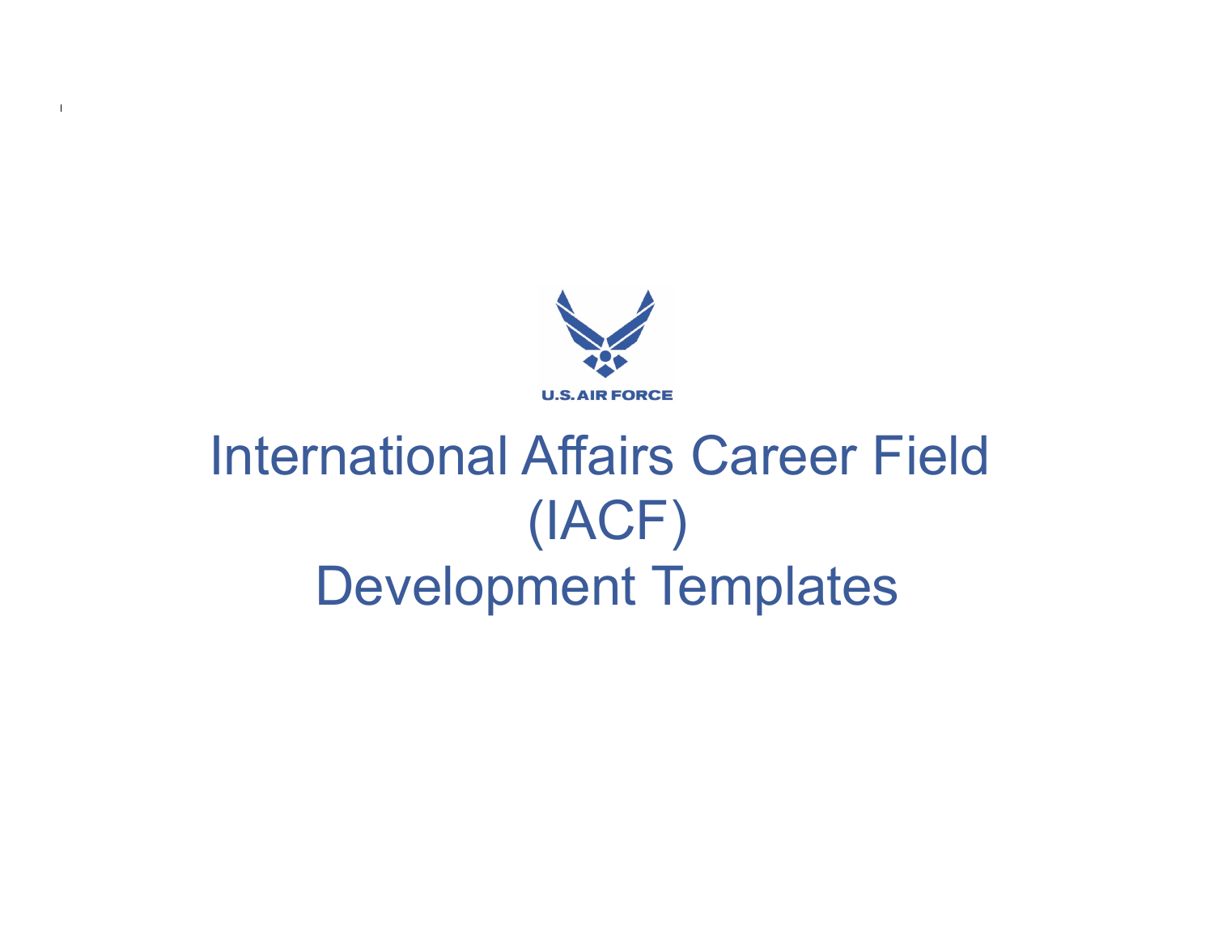U.S. AIR FORCE

# International Affairs Career Field (IACF) Development Templates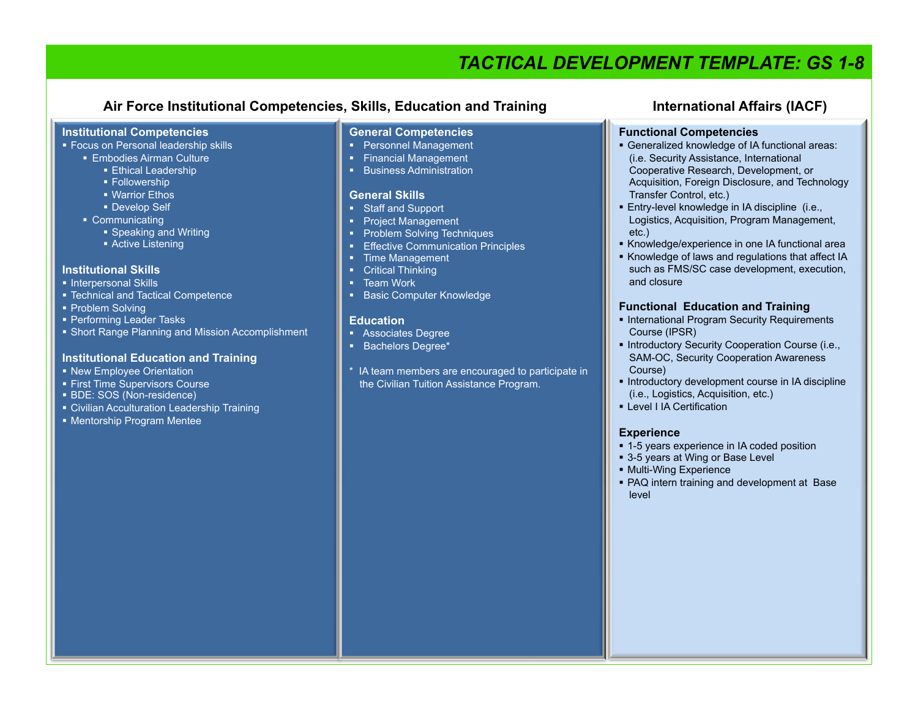# TACTICAL DEVELOPMENT TEMPLATE: GS 1-8

## Air Force Institutional Competencies, Skills, Education and Training

### Institutional Competencies

- Focus on Personal leadership skills
  - Embodies Airman Culture
    - Ethical Leadership
    - Followership
    - Warrior Ethos
    - Develop Self
  - Communicating
    - Speaking and Writing
    - Active Listening

### Institutional Skills

- Interpersonal Skills
- Technical and Tactical Competence
- Problem Solving
- Performing Leader Tasks
- Short Range Planning and Mission Accomplishment

### Institutional Education and Training

- New Employee Orientation
- First Time Supervisors Course
- BDE: SOS (Non-residence)
- Civilian Acculturation Leadership Training
- Mentorship Program Mentee

### General Competencies

- Personnel Management
- Financial Management
- Business Administration

### General Skills

- Staff and Support
- Project Management
- Problem Solving Techniques
- Effective Communication Principles
- Time Management
- Critical Thinking
- Team Work
- Basic Computer Knowledge

### Education

- Associates Degree
- Bachelors Degree*

\* IA team members are encouraged to participate in the Civilian Tuition Assistance Program.

## International Affairs (IACF)

### Functional Competencies

- Generalized knowledge of IA functional areas: (i.e. Security Assistance, International Cooperative Research, Development, or Acquisition, Foreign Disclosure, and Technology Transfer Control, etc.)
- Entry-level knowledge in IA discipline (i.e., Logistics, Acquisition, Program Management, etc.)
- Knowledge/experience in one IA functional area
- Knowledge of laws and regulations that affect IA such as FMS/SC case development, execution, and closure

### Functional Education and Training

- International Program Security Requirements Course (IPSR)
- Introductory Security Cooperation Course (i.e., SAM-OC, Security Cooperation Awareness Course)
- Introductory development course in IA discipline (i.e., Logistics, Acquisition, etc.)
- Level I IA Certification

### Experience

- 1-5 years experience in IA coded position
- 3-5 years at Wing or Base Level
- Multi-Wing Experience
- PAQ intern training and development at Base level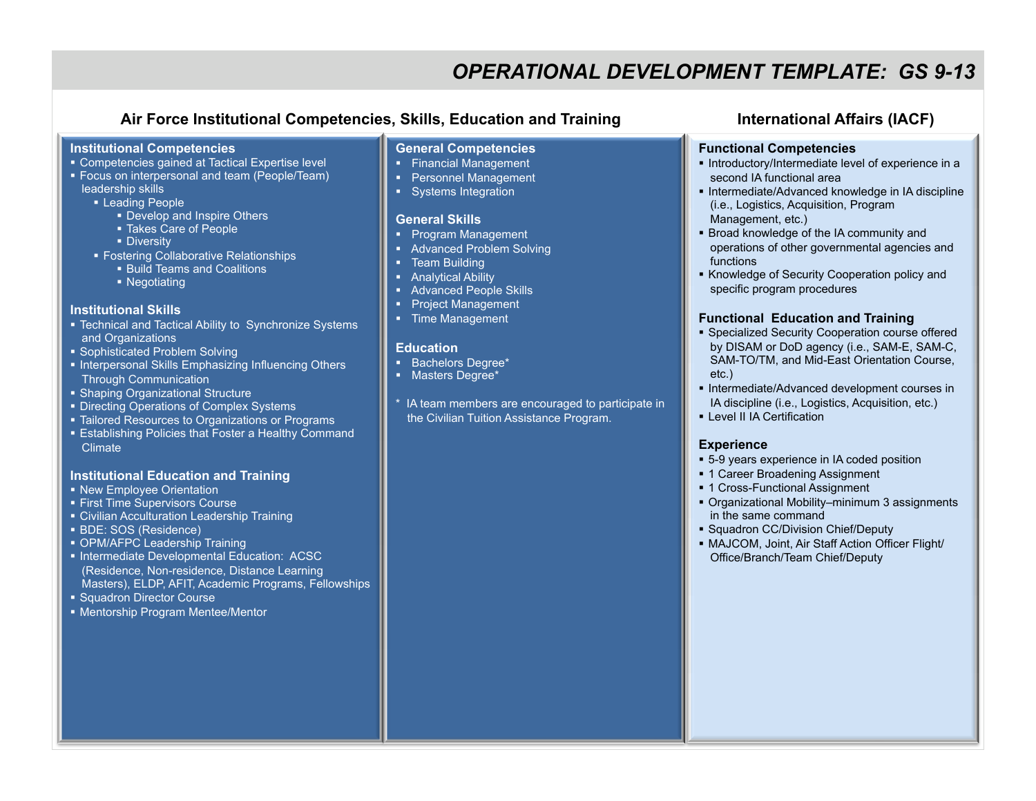# OPERATIONAL DEVELOPMENT TEMPLATE: GS 9-13

## Air Force Institutional Competencies, Skills, Education and Training

### Institutional Competencies

- Competencies gained at Tactical Expertise level
- Focus on interpersonal and team (People/Team) leadership skills
  - Leading People
    - Develop and Inspire Others
    - Takes Care of People
    - Diversity
  - Fostering Collaborative Relationships
    - Build Teams and Coalitions
    - Negotiating

### Institutional Skills

- Technical and Tactical Ability to Synchronize Systems and Organizations
- Sophisticated Problem Solving
- Interpersonal Skills Emphasizing Influencing Others Through Communication
- Shaping Organizational Structure
- Directing Operations of Complex Systems
- Tailored Resources to Organizations or Programs
- Establishing Policies that Foster a Healthy Command Climate

### Institutional Education and Training

- New Employee Orientation
- First Time Supervisors Course
- Civilian Acculturation Leadership Training
- BDE: SOS (Residence)
- OPM/AFPC Leadership Training
- Intermediate Developmental Education: ACSC (Residence, Non-residence, Distance Learning Masters), ELDP, AFIT, Academic Programs, Fellowships
- Squadron Director Course
- Mentorship Program Mentee/Mentor

### General Competencies

- Financial Management
- Personnel Management
- Systems Integration

### General Skills

- Program Management
- Advanced Problem Solving
- Team Building
- Analytical Ability
- Advanced People Skills
- Project Management
- Time Management

### Education

- Bachelors Degree*
- Masters Degree*

\* IA team members are encouraged to participate in the Civilian Tuition Assistance Program.

## International Affairs (IACF)

### Functional Competencies

- Introductory/Intermediate level of experience in a second IA functional area
- Intermediate/Advanced knowledge in IA discipline (i.e., Logistics, Acquisition, Program Management, etc.)
- Broad knowledge of the IA community and operations of other governmental agencies and functions
- Knowledge of Security Cooperation policy and specific program procedures

### Functional Education and Training

- Specialized Security Cooperation course offered by DISAM or DoD agency (i.e., SAM-E, SAM-C, SAM-TO/TM, and Mid-East Orientation Course, etc.)
- Intermediate/Advanced development courses in IA discipline (i.e., Logistics, Acquisition, etc.)
- Level II IA Certification

### Experience

- 5-9 years experience in IA coded position
- 1 Career Broadening Assignment
- 1 Cross-Functional Assignment
- Organizational Mobility–minimum 3 assignments in the same command
- Squadron CC/Division Chief/Deputy
- MAJCOM, Joint, Air Staff Action Officer Flight/ Office/Branch/Team Chief/Deputy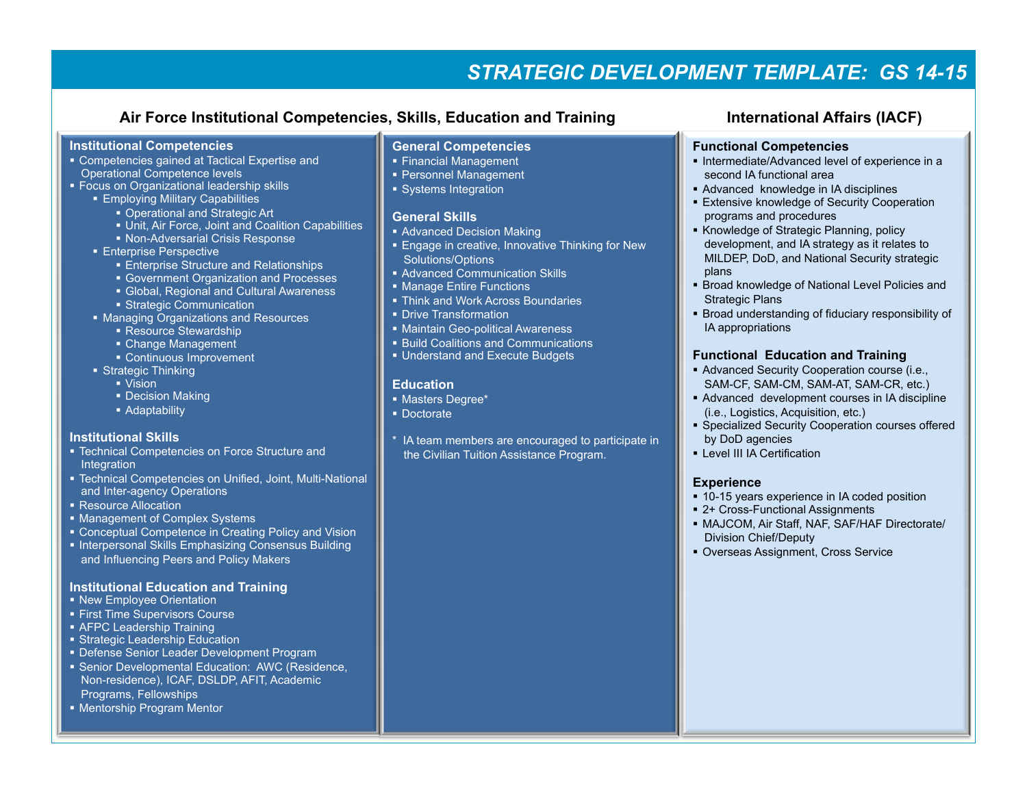# STRATEGIC DEVELOPMENT TEMPLATE: GS 14-15

## Air Force Institutional Competencies, Skills, Education and Training

### Institutional Competencies

- Competencies gained at Tactical Expertise and Operational Competence levels
- Focus on Organizational leadership skills
  - Employing Military Capabilities
    - Operational and Strategic Art
    - Unit, Air Force, Joint and Coalition Capabilities
    - Non-Adversarial Crisis Response
  - Enterprise Perspective
    - Enterprise Structure and Relationships
    - Government Organization and Processes
    - Global, Regional and Cultural Awareness
    - Strategic Communication
  - Managing Organizations and Resources
    - Resource Stewardship
    - Change Management
    - Continuous Improvement
  - Strategic Thinking
    - Vision
    - Decision Making
    - Adaptability

### Institutional Skills

- Technical Competencies on Force Structure and Integration
- Technical Competencies on Unified, Joint, Multi-National and Inter-agency Operations
- Resource Allocation
- Management of Complex Systems
- Conceptual Competence in Creating Policy and Vision
- Interpersonal Skills Emphasizing Consensus Building and Influencing Peers and Policy Makers

### Institutional Education and Training

- New Employee Orientation
- First Time Supervisors Course
- AFPC Leadership Training
- Strategic Leadership Education
- Defense Senior Leader Development Program
- Senior Developmental Education: AWC (Residence, Non-residence), ICAF, DSLDP, AFIT, Academic Programs, Fellowships
- Mentorship Program Mentor

### General Competencies

- Financial Management
- Personnel Management
- Systems Integration

### General Skills

- Advanced Decision Making
- Engage in creative, Innovative Thinking for New Solutions/Options
- Advanced Communication Skills
- Manage Entire Functions
- Think and Work Across Boundaries
- Drive Transformation
- Maintain Geo-political Awareness
- Build Coalitions and Communications
- Understand and Execute Budgets

### Education

- Masters Degree*
- Doctorate

\* IA team members are encouraged to participate in the Civilian Tuition Assistance Program.

## International Affairs (IACF)

### Functional Competencies

- Intermediate/Advanced level of experience in a second IA functional area
- Advanced knowledge in IA disciplines
- Extensive knowledge of Security Cooperation programs and procedures
- Knowledge of Strategic Planning, policy development, and IA strategy as it relates to MILDEP, DoD, and National Security strategic plans
- Broad knowledge of National Level Policies and Strategic Plans
- Broad understanding of fiduciary responsibility of IA appropriations

### Functional Education and Training

- Advanced Security Cooperation course (i.e., SAM-CF, SAM-CM, SAM-AT, SAM-CR, etc.)
- Advanced development courses in IA discipline (i.e., Logistics, Acquisition, etc.)
- Specialized Security Cooperation courses offered by DoD agencies
- Level III IA Certification

### Experience

- 10-15 years experience in IA coded position
- 2+ Cross-Functional Assignments
- MAJCOM, Air Staff, NAF, SAF/HAF Directorate/ Division Chief/Deputy
- Overseas Assignment, Cross Service